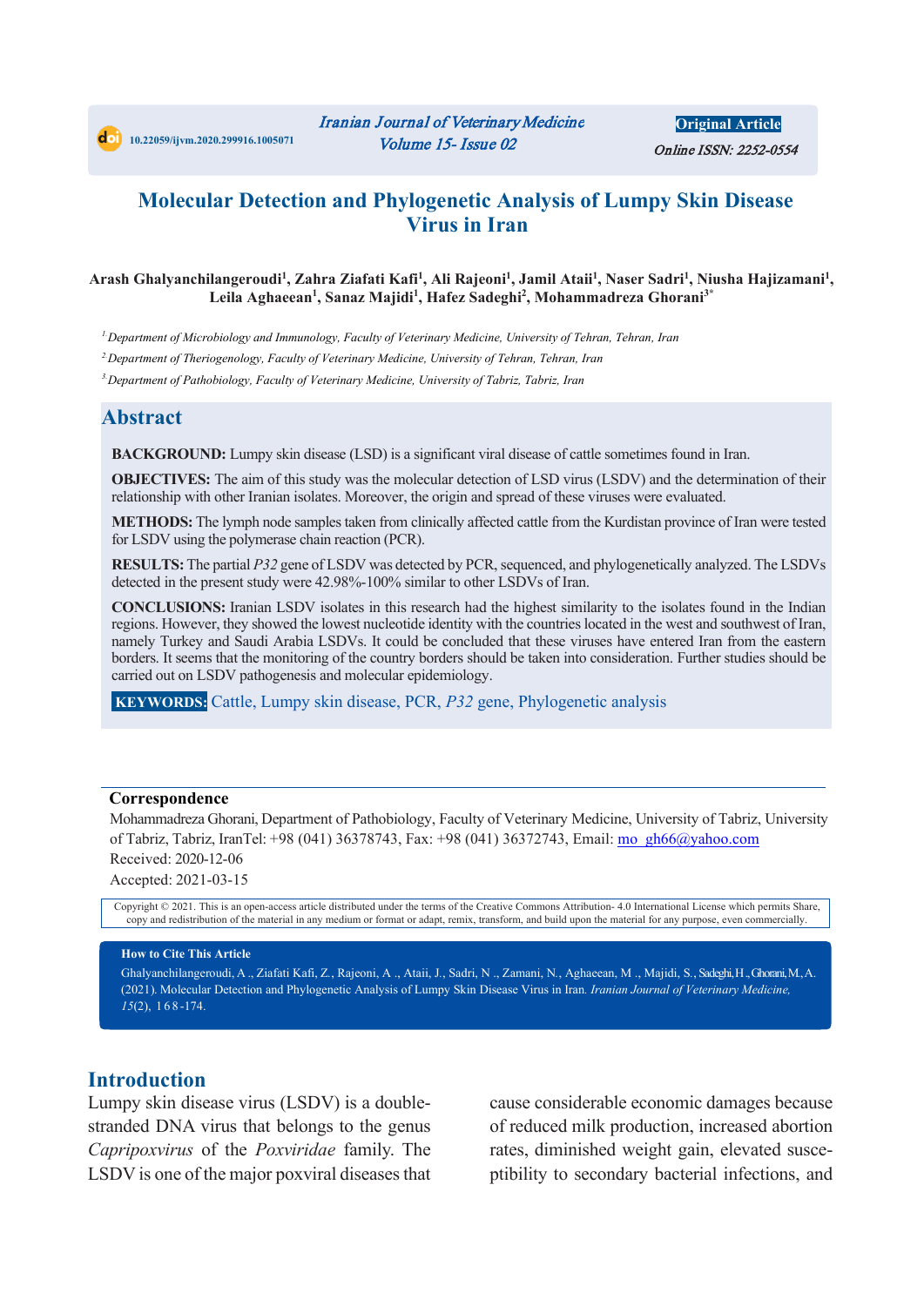10.22059/ijvm.2020.299916.1005071

Original Article

Online ISSN: 2252-0554

# Molecular Detection and Phylogenetic Analysis of Lumpy Skin Disease Virus in Iran

**Arash Ghalyanchilangeroudi[1], Zahra Ziafati Kafi[1], Ali Rajeoni[1], Jamil Ataii[1], Naser Sadri[1], Niusha Hajizamani[1], Leila Aghaeean[1], Sanaz Majidi[1], Hafez Sadeghi[2], Mohammadreza Ghorani[3*]**

[1] *Department of Microbiology and Immunology, Faculty of Veterinary Medicine, University of Tehran, Tehran, Iran*

[2] *Department of Theriogenology, Faculty of Veterinary Medicine, University of Tehran, Tehran, Iran*

[3] *Department of Pathobiology, Faculty of Veterinary Medicine, University of Tabriz, Tabriz, Iran*

## Abstract

**BACKGROUND:** Lumpy skin disease (LSD) is a significant viral disease of cattle sometimes found in Iran.

**OBJECTIVES:** The aim of this study was the molecular detection of LSD virus (LSDV) and the determination of their relationship with other Iranian isolates. Moreover, the origin and spread of these viruses were evaluated.

**METHODS:** The lymph node samples taken from clinically affected cattle from the Kurdistan province of Iran were tested for LSDV using the polymerase chain reaction (PCR).

**RESULTS:** The partial *P32* gene of LSDV was detected by PCR, sequenced, and phylogenetically analyzed. The LSDVs detected in the present study were 42.98%-100% similar to other LSDVs of Iran.

**CONCLUSIONS:** Iranian LSDV isolates in this research had the highest similarity to the isolates found in the Indian regions. However, they showed the lowest nucleotide identity with the countries located in the west and southwest of Iran, namely Turkey and Saudi Arabia LSDVs. It could be concluded that these viruses have entered Iran from the eastern borders. It seems that the monitoring of the country borders should be taken into consideration. Further studies should be carried out on LSDV pathogenesis and molecular epidemiology.

**KEYWORDS:** Cattle, Lumpy skin disease, PCR, *P32* gene, Phylogenetic analysis

**Correspondence**

Mohammadreza Ghorani, Department of Pathobiology, Faculty of Veterinary Medicine, University of Tabriz, University of Tabriz, Tabriz, IranTel: +98 (041) 36378743, Fax: +98 (041) 36372743, Email: mo_gh66@yahoo.com

Received: 2020-12-06

Accepted: 2021-03-15

Copyright © 2021. This is an open-access article distributed under the terms of the Creative Commons Attribution- 4.0 International License which permits Share, copy and redistribution of the material in any medium or format or adapt, remix, transform, and build upon the material for any purpose, even commercially.

**How to Cite This Article**

Ghalyanchilangeroudi, A ., Ziafati Kafi, Z., Rajeoni, A ., Ataii, J., Sadri, N ., Zamani, N., Aghaeean, M ., Majidi, S., Sadeghi, H., Ghorani, M., A. (2021). Molecular Detection and Phylogenetic Analysis of Lumpy Skin Disease Virus in Iran. *Iranian Journal of Veterinary Medicine, 15*(2), 168-174.

## Introduction

Lumpy skin disease virus (LSDV) is a double-stranded DNA virus that belongs to the genus *Capripoxvirus* of the *Poxviridae* family. The LSDV is one of the major poxviral diseases that cause considerable economic damages because of reduced milk production, increased abortion rates, diminished weight gain, elevated susceptibility to secondary bacterial infections, and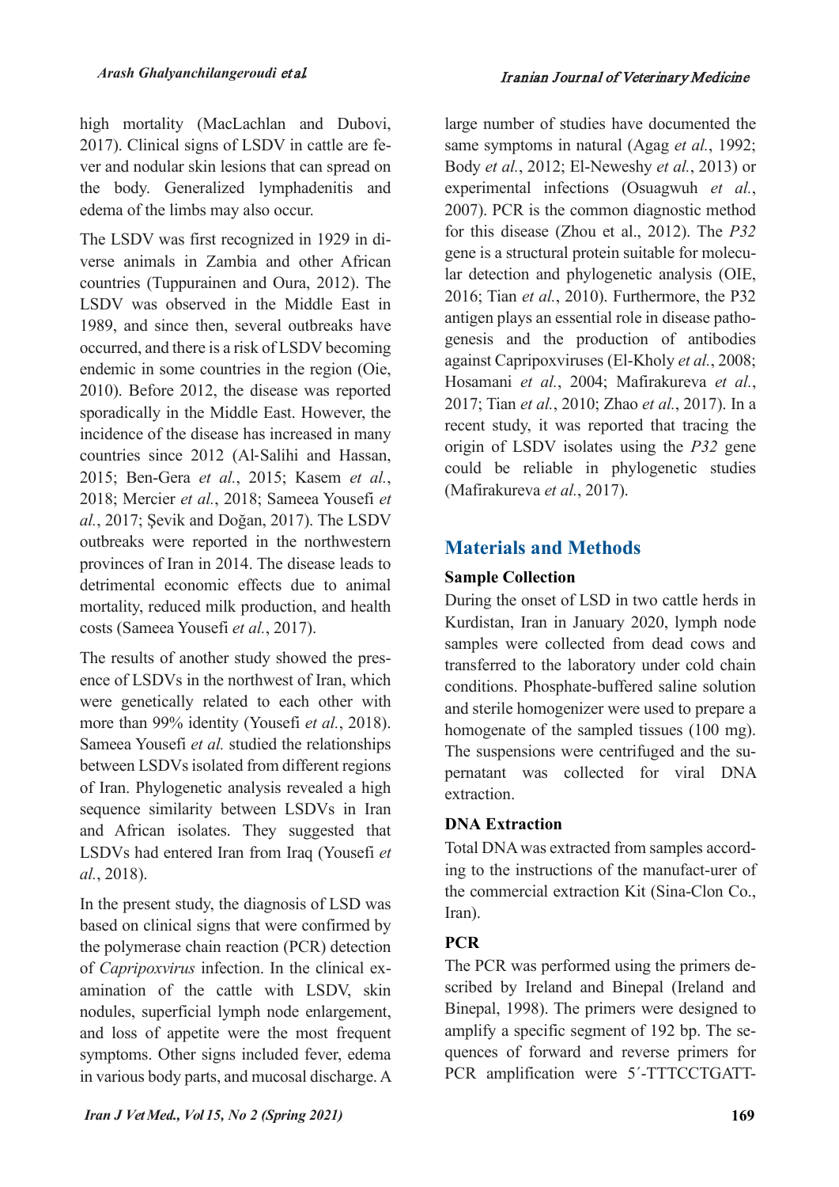high mortality (MacLachlan and Dubovi, 2017). Clinical signs of LSDV in cattle are fever and nodular skin lesions that can spread on the body. Generalized lymphadenitis and edema of the limbs may also occur.

The LSDV was first recognized in 1929 in diverse animals in Zambia and other African countries (Tuppurainen and Oura, 2012). The LSDV was observed in the Middle East in 1989, and since then, several outbreaks have occurred, and there is a risk of LSDV becoming endemic in some countries in the region (Oie, 2010). Before 2012, the disease was reported sporadically in the Middle East. However, the incidence of the disease has increased in many countries since 2012 (Al-Salihi and Hassan, 2015; Ben-Gera *et al.*, 2015; Kasem *et al.*, 2018; Mercier *et al.*, 2018; Sameea Yousefi *et al.*, 2017; Şevik and Doğan, 2017). The LSDV outbreaks were reported in the northwestern provinces of Iran in 2014. The disease leads to detrimental economic effects due to animal mortality, reduced milk production, and health costs (Sameea Yousefi *et al.*, 2017).

The results of another study showed the presence of LSDVs in the northwest of Iran, which were genetically related to each other with more than 99% identity (Yousefi *et al.*, 2018). Sameea Yousefi *et al.* studied the relationships between LSDVs isolated from different regions of Iran. Phylogenetic analysis revealed a high sequence similarity between LSDVs in Iran and African isolates. They suggested that LSDVs had entered Iran from Iraq (Yousefi *et al.*, 2018).

In the present study, the diagnosis of LSD was based on clinical signs that were confirmed by the polymerase chain reaction (PCR) detection of *Capripoxvirus* infection. In the clinical examination of the cattle with LSDV, skin nodules, superficial lymph node enlargement, and loss of appetite were the most frequent symptoms. Other signs included fever, edema in various body parts, and mucosal discharge. A large number of studies have documented the same symptoms in natural (Agag *et al.*, 1992; Body *et al.*, 2012; El-Neweshy *et al.*, 2013) or experimental infections (Osuagwuh *et al.*, 2007). PCR is the common diagnostic method for this disease (Zhou et al., 2012). The *P32* gene is a structural protein suitable for molecular detection and phylogenetic analysis (OIE, 2016; Tian *et al.*, 2010). Furthermore, the P32 antigen plays an essential role in disease pathogenesis and the production of antibodies against Capripoxviruses (El-Kholy *et al.*, 2008; Hosamani *et al.*, 2004; Mafirakureva *et al.*, 2017; Tian *et al.*, 2010; Zhao *et al.*, 2017). In a recent study, it was reported that tracing the origin of LSDV isolates using the *P32* gene could be reliable in phylogenetic studies (Mafirakureva *et al.*, 2017).

## Materials and Methods

### Sample Collection

During the onset of LSD in two cattle herds in Kurdistan, Iran in January 2020, lymph node samples were collected from dead cows and transferred to the laboratory under cold chain conditions. Phosphate-buffered saline solution and sterile homogenizer were used to prepare a homogenate of the sampled tissues (100 mg). The suspensions were centrifuged and the supernatant was collected for viral DNA extraction.

### DNA Extraction

Total DNA was extracted from samples according to the instructions of the manufact-urer of the commercial extraction Kit (Sina-Clon Co., Iran).

### PCR

The PCR was performed using the primers described by Ireland and Binepal (Ireland and Binepal, 1998). The primers were designed to amplify a specific segment of 192 bp. The sequences of forward and reverse primers for PCR amplification were 5´-TTTCCTGATT-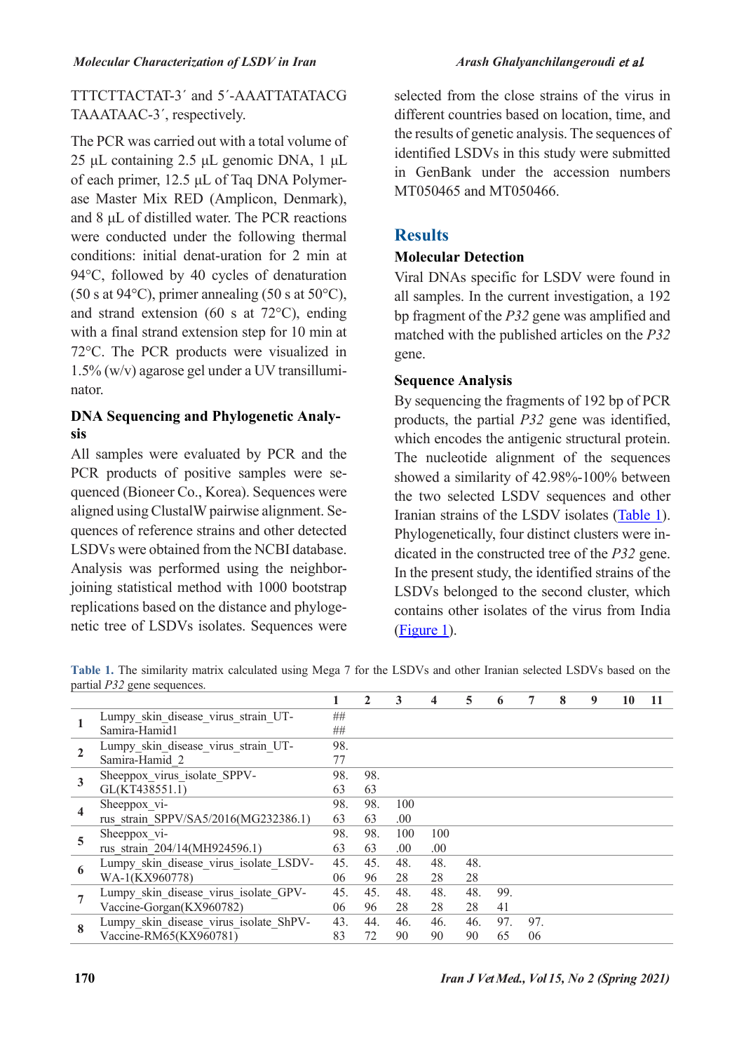TTTCTTACTAT-3´ and 5´-AAATTATATACG TAAATAAC-3´, respectively.

The PCR was carried out with a total volume of 25 µL containing 2.5 µL genomic DNA, 1 µL of each primer, 12.5 µL of Taq DNA Polymerase Master Mix RED (Amplicon, Denmark), and 8 µL of distilled water. The PCR reactions were conducted under the following thermal conditions: initial denat-uration for 2 min at 94°C, followed by 40 cycles of denaturation (50 s at 94°C), primer annealing (50 s at 50°C), and strand extension (60 s at 72°C), ending with a final strand extension step for 10 min at 72°C. The PCR products were visualized in 1.5% (w/v) agarose gel under a UV transilluminator.

### DNA Sequencing and Phylogenetic Analysis

All samples were evaluated by PCR and the PCR products of positive samples were sequenced (Bioneer Co., Korea). Sequences were aligned using ClustalW pairwise alignment. Sequences of reference strains and other detected LSDVs were obtained from the NCBI database. Analysis was performed using the neighbor-joining statistical method with 1000 bootstrap replications based on the distance and phylogenetic tree of LSDVs isolates. Sequences were selected from the close strains of the virus in different countries based on location, time, and the results of genetic analysis. The sequences of identified LSDVs in this study were submitted in GenBank under the accession numbers MT050465 and MT050466.

## Results

### Molecular Detection

Viral DNAs specific for LSDV were found in all samples. In the current investigation, a 192 bp fragment of the *P32* gene was amplified and matched with the published articles on the *P32* gene.

### Sequence Analysis

By sequencing the fragments of 192 bp of PCR products, the partial *P32* gene was identified, which encodes the antigenic structural protein. The nucleotide alignment of the sequences showed a similarity of 42.98%-100% between the two selected LSDV sequences and other Iranian strains of the LSDV isolates (Table 1). Phylogenetically, four distinct clusters were indicated in the constructed tree of the *P32* gene. In the present study, the identified strains of the LSDVs belonged to the second cluster, which contains other isolates of the virus from India (Figure 1).

**Table 1.** The similarity matrix calculated using Mega 7 for the LSDVs and other Iranian selected LSDVs based on the partial *P32* gene sequences.

| | | 1 | 2 | 3 | 4 | 5 | 6 | 7 | 8 | 9 | 10 | 11 |
|---|---|---|---|---|---|---|---|---|---|---|---|---|
| 1 | Lumpy_skin_disease_virus_strain_UT-Samira-Hamid1 | #### | | | | | | | | | | |
| 2 | Lumpy_skin_disease_virus_strain_UT-Samira-Hamid_2 | 98.77 | | | | | | | | | | |
| 3 | Sheeppox_virus_isolate_SPPV-GL(KT438551.1) | 98.63 | 98.63 | | | | | | | | | |
| 4 | Sheeppox_virus_strain_SPPV/SA5/2016(MG232386.1) | 98.63 | 98.63 | 100.00 | | | | | | | | |
| 5 | Sheeppox_virus_strain_204/14(MH924596.1) | 98.63 | 98.63 | 100.00 | 100.00 | | | | | | | |
| 6 | Lumpy_skin_disease_virus_isolate_LSDV-WA-1(KX960778) | 45.06 | 45.96 | 48.28 | 48.28 | 48.28 | | | | | | |
| 7 | Lumpy_skin_disease_virus_isolate_GPV-Vaccine-Gorgan(KX960782) | 45.06 | 45.96 | 48.28 | 48.28 | 48.28 | 99.41 | | | | | |
| 8 | Lumpy_skin_disease_virus_isolate_ShPV-Vaccine-RM65(KX960781) | 43.83 | 44.72 | 46.90 | 46.90 | 46.90 | 97.65 | 97.06 | | | | |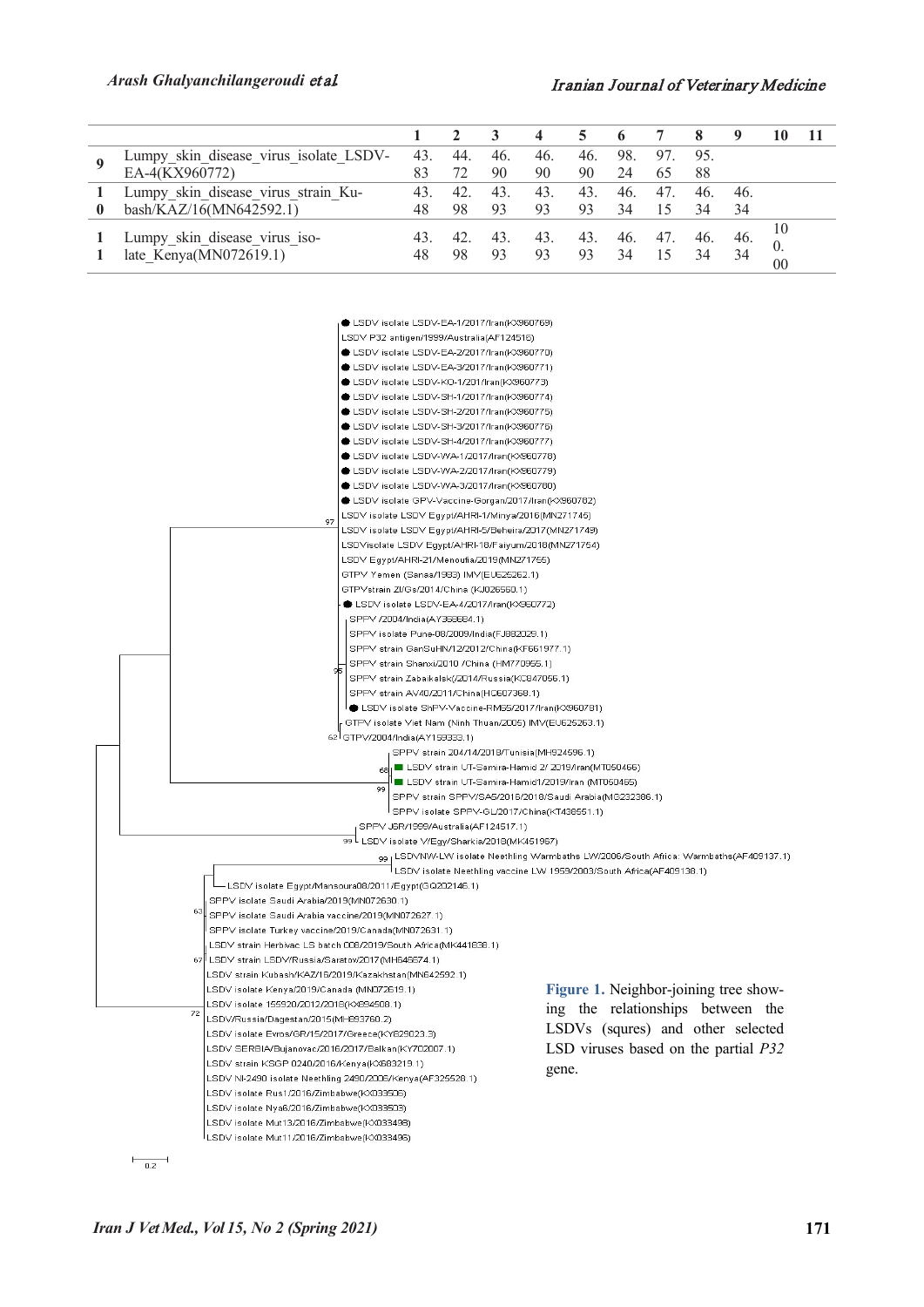| | | 1 | 2 | 3 | 4 | 5 | 6 | 7 | 8 | 9 | 10 | 11 |
|---|---|---|---|---|---|---|---|---|---|---|---|---|
| 9 | Lumpy_skin_disease_virus_isolate_LSDV-EA-4(KX960772) | 43.83 | 44.72 | 46.90 | 46.90 | 46.90 | 98.24 | 97.65 | 95.88 | | | |
| 10 | Lumpy_skin_disease_virus_strain_Ku-bash/KAZ/16(MN642592.1) | 43.48 | 42.98 | 43.93 | 43.93 | 43.93 | 46.34 | 47.15 | 46.34 | 46.34 | | |
| 11 | Lumpy_skin_disease_virus_iso-late_Kenya(MN072619.1) | 43.48 | 42.98 | 43.93 | 43.93 | 43.93 | 46.34 | 47.15 | 46.34 | 46.34 | 100.00 | |

**Figure 1.** Neighbor-joining tree showing the relationships between the LSDVs (squres) and other selected LSD viruses based on the partial *P32* gene.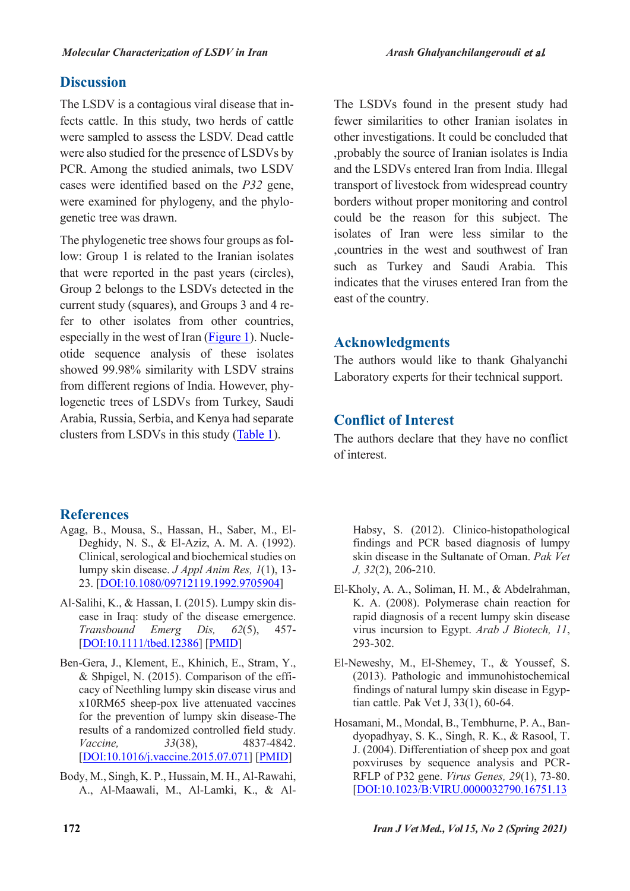## Discussion

The LSDV is a contagious viral disease that infects cattle. In this study, two herds of cattle were sampled to assess the LSDV. Dead cattle were also studied for the presence of LSDVs by PCR. Among the studied animals, two LSDV cases were identified based on the *P32* gene, were examined for phylogeny, and the phylogenetic tree was drawn.

The phylogenetic tree shows four groups as follow: Group 1 is related to the Iranian isolates that were reported in the past years (circles), Group 2 belongs to the LSDVs detected in the current study (squares), and Groups 3 and 4 refer to other isolates from other countries, especially in the west of Iran (Figure 1). Nucleotide sequence analysis of these isolates showed 99.98% similarity with LSDV strains from different regions of India. However, phylogenetic trees of LSDVs from Turkey, Saudi Arabia, Russia, Serbia, and Kenya had separate clusters from LSDVs in this study (Table 1).

The LSDVs found in the present study had fewer similarities to other Iranian isolates in other investigations. It could be concluded that ,probably the source of Iranian isolates is India and the LSDVs entered Iran from India. Illegal transport of livestock from widespread country borders without proper monitoring and control could be the reason for this subject. The isolates of Iran were less similar to the ,countries in the west and southwest of Iran such as Turkey and Saudi Arabia. This indicates that the viruses entered Iran from the east of the country.

## Acknowledgments

The authors would like to thank Ghalyanchi Laboratory experts for their technical support.

## Conflict of Interest

The authors declare that they have no conflict of interest.

## References

Agag, B., Mousa, S., Hassan, H., Saber, M., El-Deghidy, N. S., & El-Aziz, A. M. A. (1992). Clinical, serological and biochemical studies on lumpy skin disease. *J Appl Anim Res, 1*(1), 13-23. [DOI:10.1080/09712119.1992.9705904]

Al-Salihi, K., & Hassan, I. (2015). Lumpy skin disease in Iraq: study of the disease emergence. *Transbound Emerg Dis, 62*(5), 457-[DOI:10.1111/tbed.12386] [PMID]

Ben-Gera, J., Klement, E., Khinich, E., Stram, Y., & Shpigel, N. (2015). Comparison of the efficacy of Neethling lumpy skin disease virus and x10RM65 sheep-pox live attenuated vaccines for the prevention of lumpy skin disease-The results of a randomized controlled field study. *Vaccine, 33*(38), 4837-4842. [DOI:10.1016/j.vaccine.2015.07.071] [PMID]

Body, M., Singh, K. P., Hussain, M. H., Al-Rawahi, A., Al-Maawali, M., Al-Lamki, K., & Al-Habsy, S. (2012). Clinico-histopathological findings and PCR based diagnosis of lumpy skin disease in the Sultanate of Oman. *Pak Vet J, 32*(2), 206-210.

El-Kholy, A. A., Soliman, H. M., & Abdelrahman, K. A. (2008). Polymerase chain reaction for rapid diagnosis of a recent lumpy skin disease virus incursion to Egypt. *Arab J Biotech, 11*, 293-302.

El-Neweshy, M., El-Shemey, T., & Youssef, S. (2013). Pathologic and immunohistochemical findings of natural lumpy skin disease in Egyptian cattle. Pak Vet J, 33(1), 60-64.

Hosamani, M., Mondal, B., Tembhurne, P. A., Bandyopadhyay, S. K., Singh, R. K., & Rasool, T. J. (2004). Differentiation of sheep pox and goat poxviruses by sequence analysis and PCR-RFLP of P32 gene. *Virus Genes, 29*(1), 73-80. [DOI:10.1023/B:VIRU.0000032790.16751.13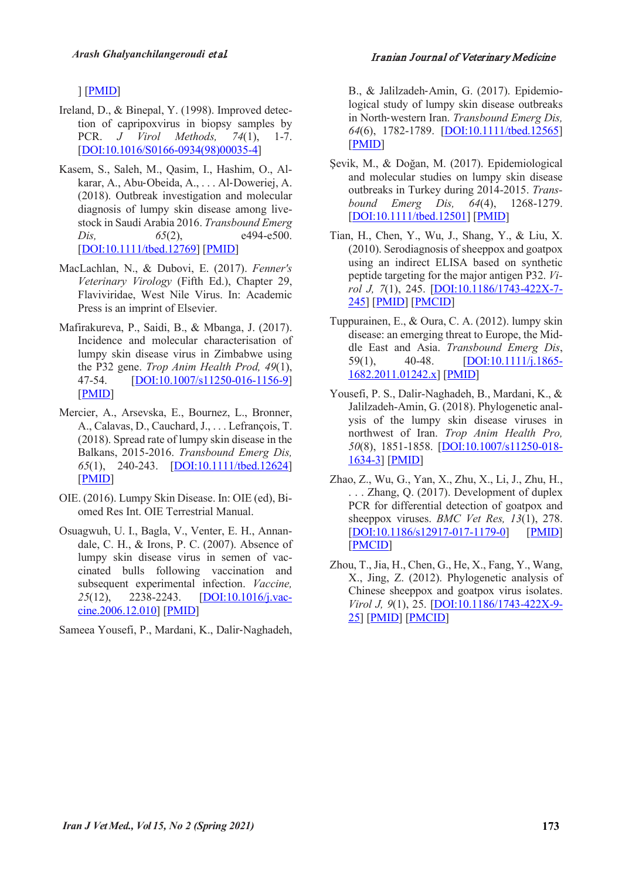] [PMID]

Ireland, D., & Binepal, Y. (1998). Improved detection of capripoxvirus in biopsy samples by PCR. *J Virol Methods, 74*(1), 1-7. [DOI:10.1016/S0166-0934(98)00035-4]

Kasem, S., Saleh, M., Qasim, I., Hashim, O., Alkarar, A., Abu-Obeida, A., . . . Al-Doweriej, A. (2018). Outbreak investigation and molecular diagnosis of lumpy skin disease among livestock in Saudi Arabia 2016. *Transbound Emerg Dis, 65*(2), e494-e500. [DOI:10.1111/tbed.12769] [PMID]

MacLachlan, N., & Dubovi, E. (2017). *Fenner's Veterinary Virology* (Fifth Ed.), Chapter 29, Flaviviridae, West Nile Virus. In: Academic Press is an imprint of Elsevier.

Mafirakureva, P., Saidi, B., & Mbanga, J. (2017). Incidence and molecular characterisation of lumpy skin disease virus in Zimbabwe using the P32 gene. *Trop Anim Health Prod, 49*(1), 47-54. [DOI:10.1007/s11250-016-1156-9] [PMID]

Mercier, A., Arsevska, E., Bournez, L., Bronner, A., Calavas, D., Cauchard, J., . . . Lefrançois, T. (2018). Spread rate of lumpy skin disease in the Balkans, 2015-2016. *Transbound Emerg Dis, 65*(1), 240-243. [DOI:10.1111/tbed.12624] [PMID]

OIE. (2016). Lumpy Skin Disease. In: OIE (ed), Biomed Res Int. OIE Terrestrial Manual.

Osuagwuh, U. I., Bagla, V., Venter, E. H., Annandale, C. H., & Irons, P. C. (2007). Absence of lumpy skin disease virus in semen of vaccinated bulls following vaccination and subsequent experimental infection. *Vaccine, 25*(12), 2238-2243. [DOI:10.1016/j.vaccine.2006.12.010] [PMID]

Sameea Yousefi, P., Mardani, K., Dalir-Naghadeh, B., & Jalilzadeh-Amin, G. (2017). Epidemiological study of lumpy skin disease outbreaks in North-western Iran. *Transbound Emerg Dis, 64*(6), 1782-1789. [DOI:10.1111/tbed.12565] [PMID]

Şevik, M., & Doğan, M. (2017). Epidemiological and molecular studies on lumpy skin disease outbreaks in Turkey during 2014-2015. *Transbound Emerg Dis, 64*(4), 1268-1279. [DOI:10.1111/tbed.12501] [PMID]

Tian, H., Chen, Y., Wu, J., Shang, Y., & Liu, X. (2010). Serodiagnosis of sheeppox and goatpox using an indirect ELISA based on synthetic peptide targeting for the major antigen P32. *Virol J, 7*(1), 245. [DOI:10.1186/1743-422X-7-245] [PMID] [PMCID]

Tuppurainen, E., & Oura, C. A. (2012). lumpy skin disease: an emerging threat to Europe, the Middle East and Asia. *Transbound Emerg Dis*, 59(1), 40-48. [DOI:10.1111/j.1865-1682.2011.01242.x] [PMID]

Yousefi, P. S., Dalir-Naghadeh, B., Mardani, K., & Jalilzadeh-Amin, G. (2018). Phylogenetic analysis of the lumpy skin disease viruses in northwest of Iran. *Trop Anim Health Pro, 50*(8), 1851-1858. [DOI:10.1007/s11250-018-1634-3] [PMID]

Zhao, Z., Wu, G., Yan, X., Zhu, X., Li, J., Zhu, H., . . . Zhang, Q. (2017). Development of duplex PCR for differential detection of goatpox and sheeppox viruses. *BMC Vet Res, 13*(1), 278. [DOI:10.1186/s12917-017-1179-0] [PMID] [PMCID]

Zhou, T., Jia, H., Chen, G., He, X., Fang, Y., Wang, X., Jing, Z. (2012). Phylogenetic analysis of Chinese sheeppox and goatpox virus isolates. *Virol J, 9*(1), 25. [DOI:10.1186/1743-422X-9-25] [PMID] [PMCID]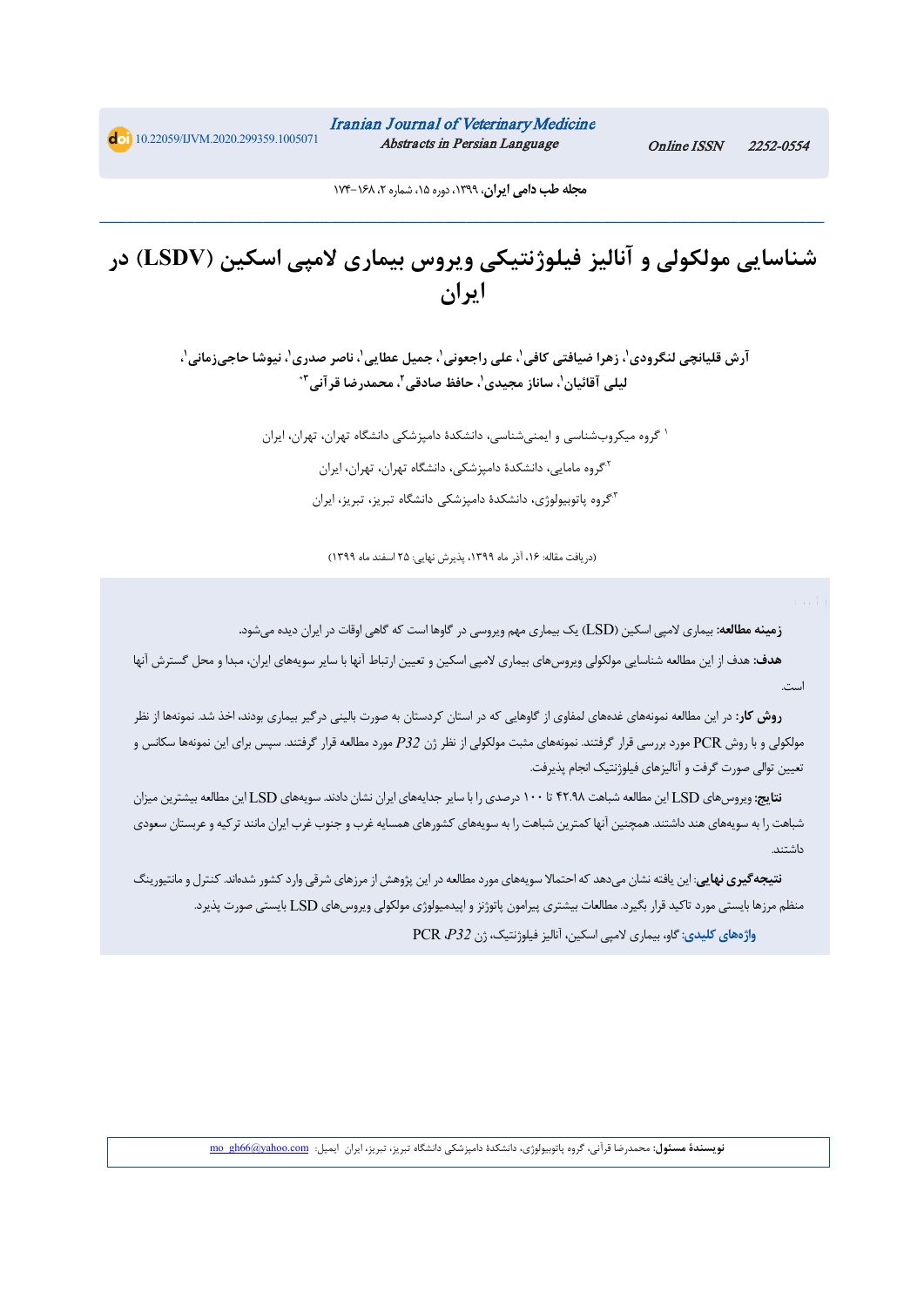# شناسایی مولکولی و آنالیز فیلوژنتیکی ویروس بیماری لامپی اسکین (LSDV) در ایران

**آرش قلیانچی لنگرودی[1]، زهرا ضیافتی کافی[1]، علی راجعونی[1]، جمیل عطایی[1]، ناصر صدری[1]، نیوشا حاجی‌زمانی[1]، لیلی آقائیان[1]، ساناز مجیدی[1]، حافظ صادقی[2]، محمدرضا قرآنی[3*]**

[1] گروه میکروب‌شناسی و ایمنی‌شناسی، دانشکدۀ دامپزشکی دانشگاه تهران، تهران، ایران

[2] گروه مامایی، دانشکدۀ دامپزشکی، دانشگاه تهران، تهران، ایران

[3] گروه پاتوبیولوژی، دانشکدۀ دامپزشکی دانشگاه تبریز، تبریز، ایران

(دریافت مقاله: ۱۶ آذر ماه ۱۳۹۹، پذیرش نهایی: ۲۵ اسفند ماه ۱۳۹۹)

**زمینه مطالعه:** بیماری لامپی اسکین (LSD) یک بیماری مهم ویروسی در گاوها است که گاهی اوقات در ایران دیده می‌شود.

**هدف:** هدف از این مطالعه شناسایی مولکولی ویروس‌های بیماری لامپی اسکین و تعیین ارتباط آنها با سایر سویه‌های ایران، مبدا و محل گسترش آنها است.

**روش کار:** در این مطالعه نمونه‌های غده‌های لمفاوی از گاوهایی که در استان کردستان به صورت بالینی درگیر بیماری بودند، اخذ شد. نمونه‌ها از نظر مولکولی و با روش PCR مورد بررسی قرار گرفتند. نمونه‌های مثبت مولکولی از نظر ژن *P32* مورد مطالعه قرار گرفتند. سپس برای این نمونه‌ها سکانس و تعیین توالی صورت گرفت و آنالیزهای فیلوژنتیک انجام پذیرفت.

**نتایج:** ویروس‌های LSD این مطالعه شباهت ۴۲.۹۸ تا ۱۰۰ درصدی را با سایر جدایه‌های ایران نشان دادند. سویه‌های LSD این مطالعه بیشترین میزان شباهت را به سویه‌های هند داشتند. همچنین آنها کمترین شباهت را به سویه‌های کشورهای همسایه غرب و جنوب غرب ایران مانند ترکیه و عربستان سعودی داشتند.

**نتیجه‌گیری نهایی:** این یافته نشان می‌دهد که احتمالا سویه‌های مورد مطالعه در این پژوهش از مرزهای شرقی وارد کشور شده‌اند. کنترل و مانتیورینگ منظم مرزها بایستی مورد تاکید قرار بگیرد. مطالعات بیشتری پیرامون پاتوژنز و اپیدمیولوژی مولکولی ویروس‌های LSD بایستی صورت پذیرد.

**واژه‌های کلیدی:** گاو، بیماری لامپی اسکین، آنالیز فیلوژنتیک، ژن *P32*، PCR

**نویسندۀ مسئول:** محمدرضا قرآنی، گروه پاتوبیولوژی، دانشکدۀ دامپزشکی دانشگاه تبریز، تبریز، ایران ایمیل: mo_gh66@yahoo.com